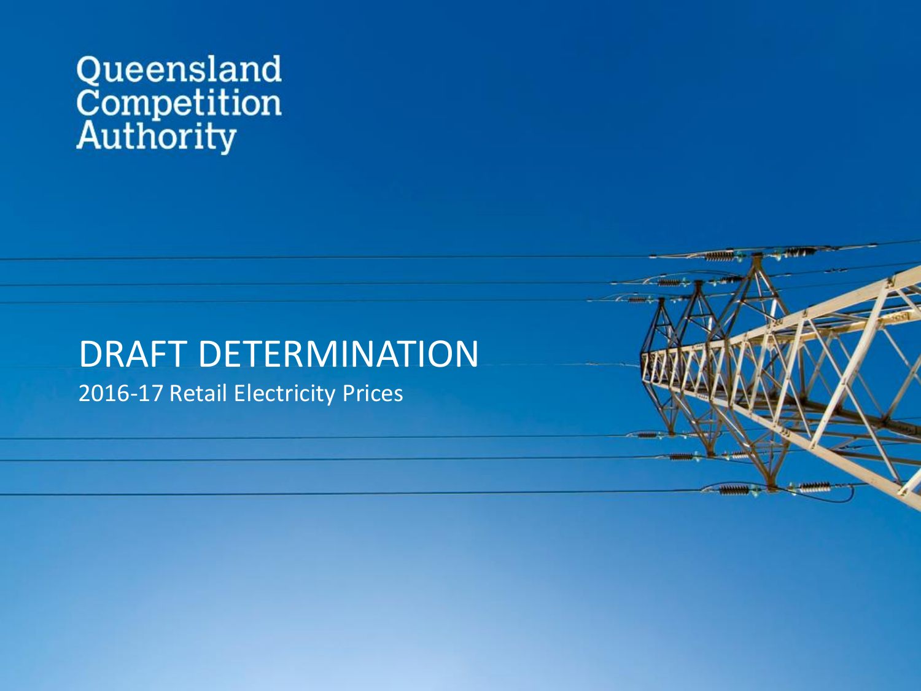Queensland Competition Authority

# DRAFT DETERMINATION

## 2016-17 Retail Electricity Prices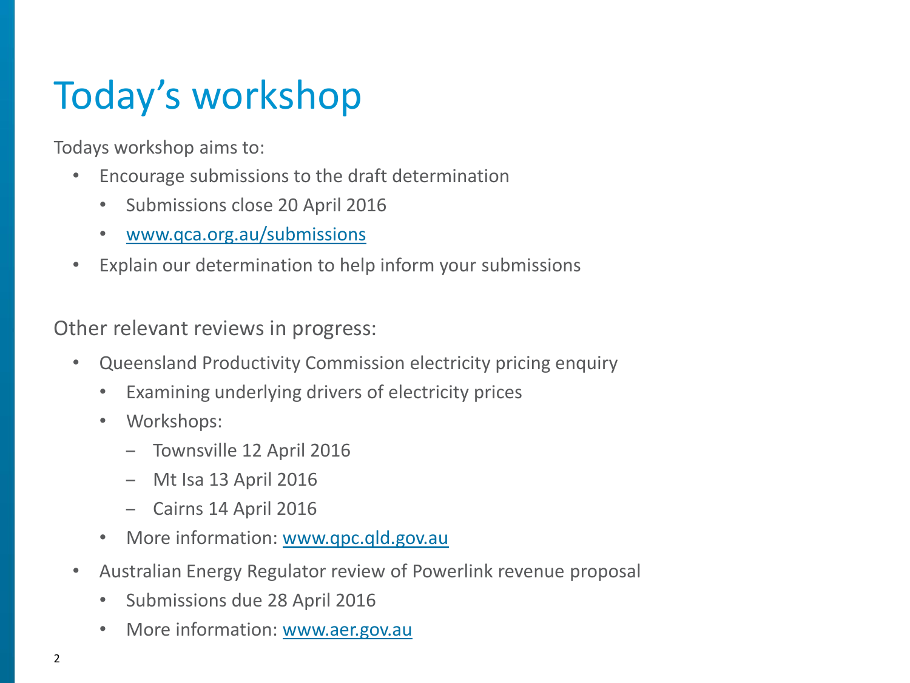# Today's workshop

Todays workshop aims to:

- Encourage submissions to the draft determination
  - Submissions close 20 April 2016
  - [www.qca.org.au/submissions](http://www.qca.org.au/submissions)
- Explain our determination to help inform your submissions

Other relevant reviews in progress:

- Queensland Productivity Commission electricity pricing enquiry
  - Examining underlying drivers of electricity prices
  - Workshops:
    - Townsville 12 April 2016
    - Mt Isa 13 April 2016
    - Cairns 14 April 2016
  - More information: [www.qpc.qld.gov.au](http://www.qpc.qld.gov.au)
- Australian Energy Regulator review of Powerlink revenue proposal
  - Submissions due 28 April 2016
  - More information: [www.aer.gov.au](http://www.aer.gov.au)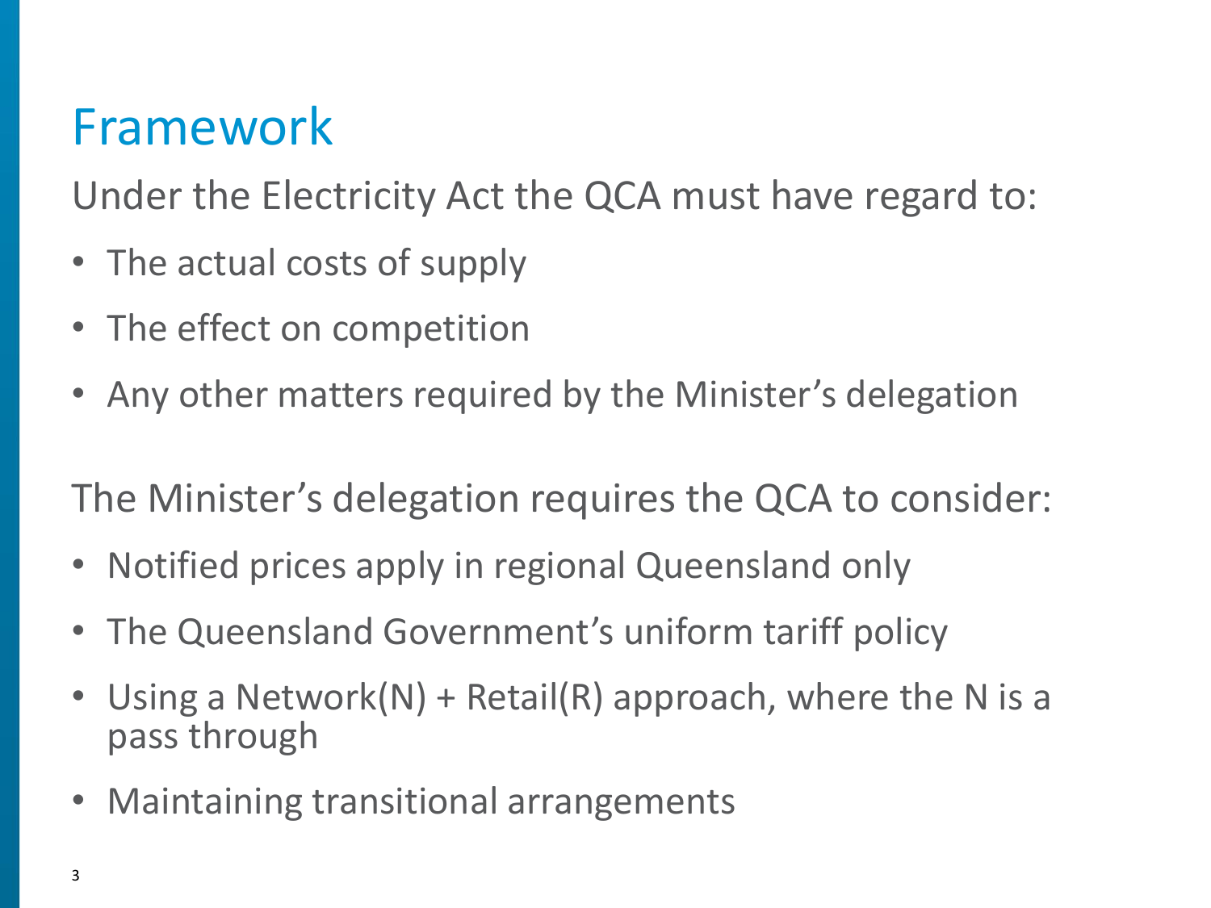# Framework

Under the Electricity Act the QCA must have regard to:

- The actual costs of supply
- The effect on competition
- Any other matters required by the Minister's delegation

The Minister's delegation requires the QCA to consider:

- Notified prices apply in regional Queensland only
- The Queensland Government's uniform tariff policy
- Using a Network(N) + Retail(R) approach, where the N is a pass through
- Maintaining transitional arrangements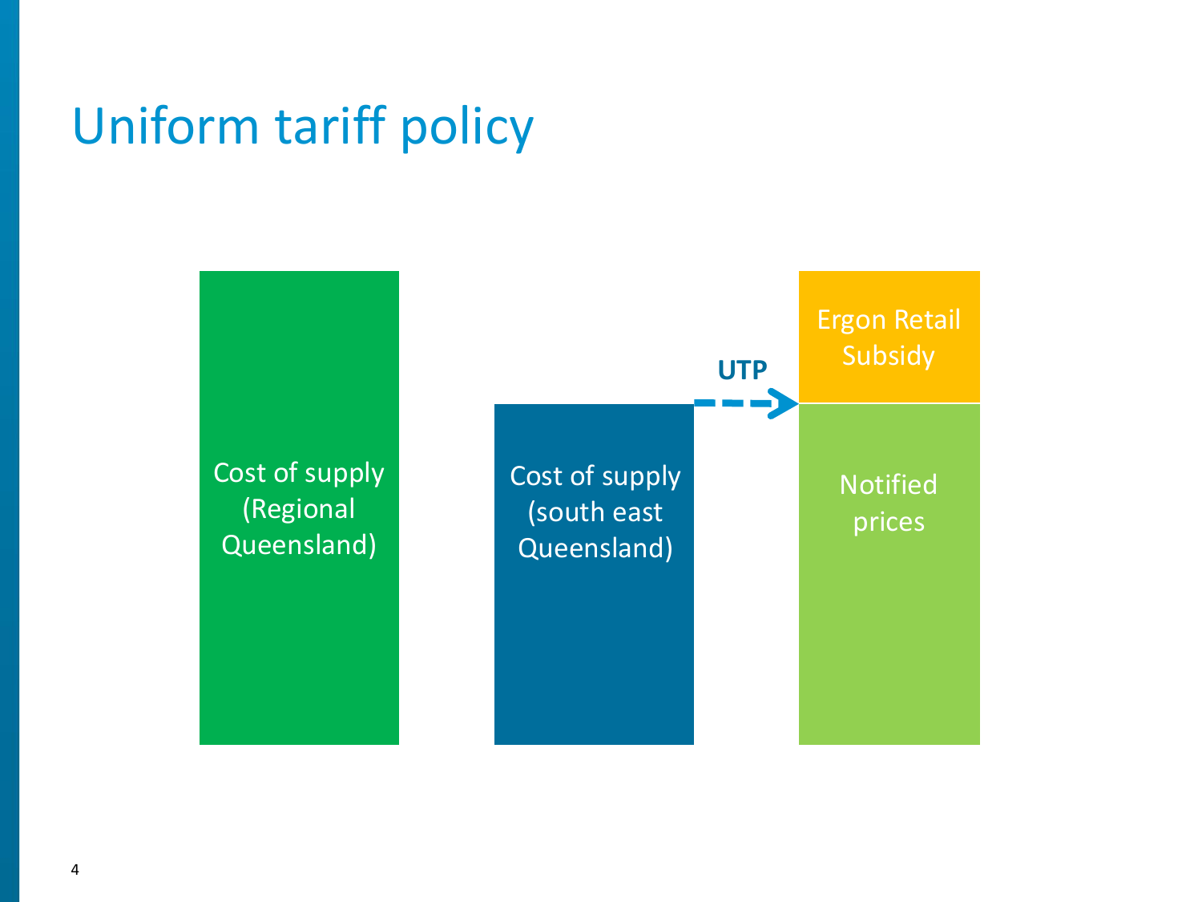# Uniform tariff policy

Cost of supply (Regional Queensland)

Cost of supply (south east Queensland)

**UTP**

Ergon Retail Subsidy

Notified prices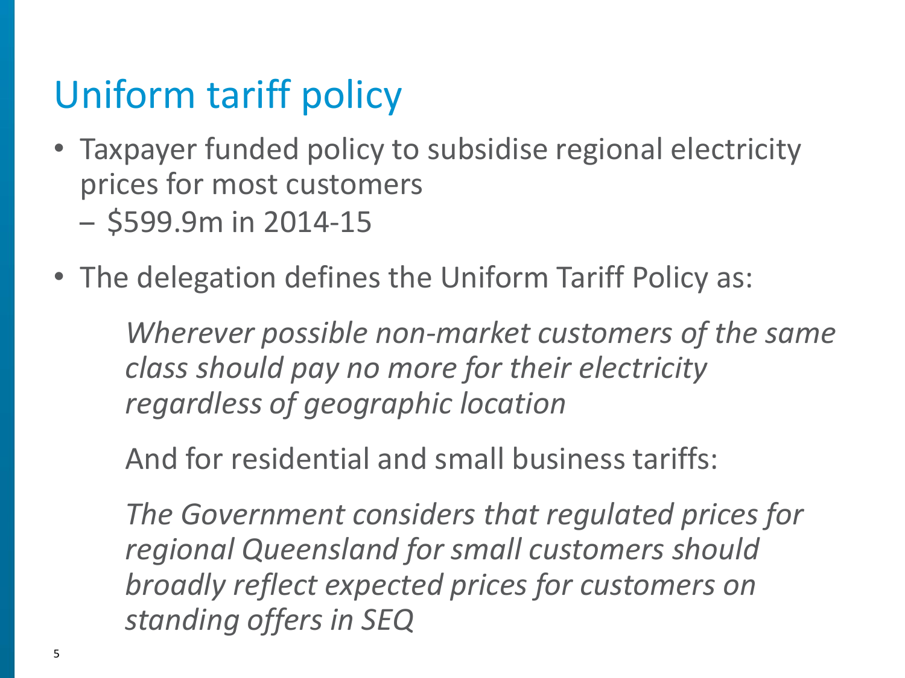# Uniform tariff policy

- Taxpayer funded policy to subsidise regional electricity prices for most customers
  - $599.9m in 2014-15
- The delegation defines the Uniform Tariff Policy as:

  *Wherever possible non-market customers of the same class should pay no more for their electricity regardless of geographic location*

  And for residential and small business tariffs:

  *The Government considers that regulated prices for regional Queensland for small customers should broadly reflect expected prices for customers on standing offers in SEQ*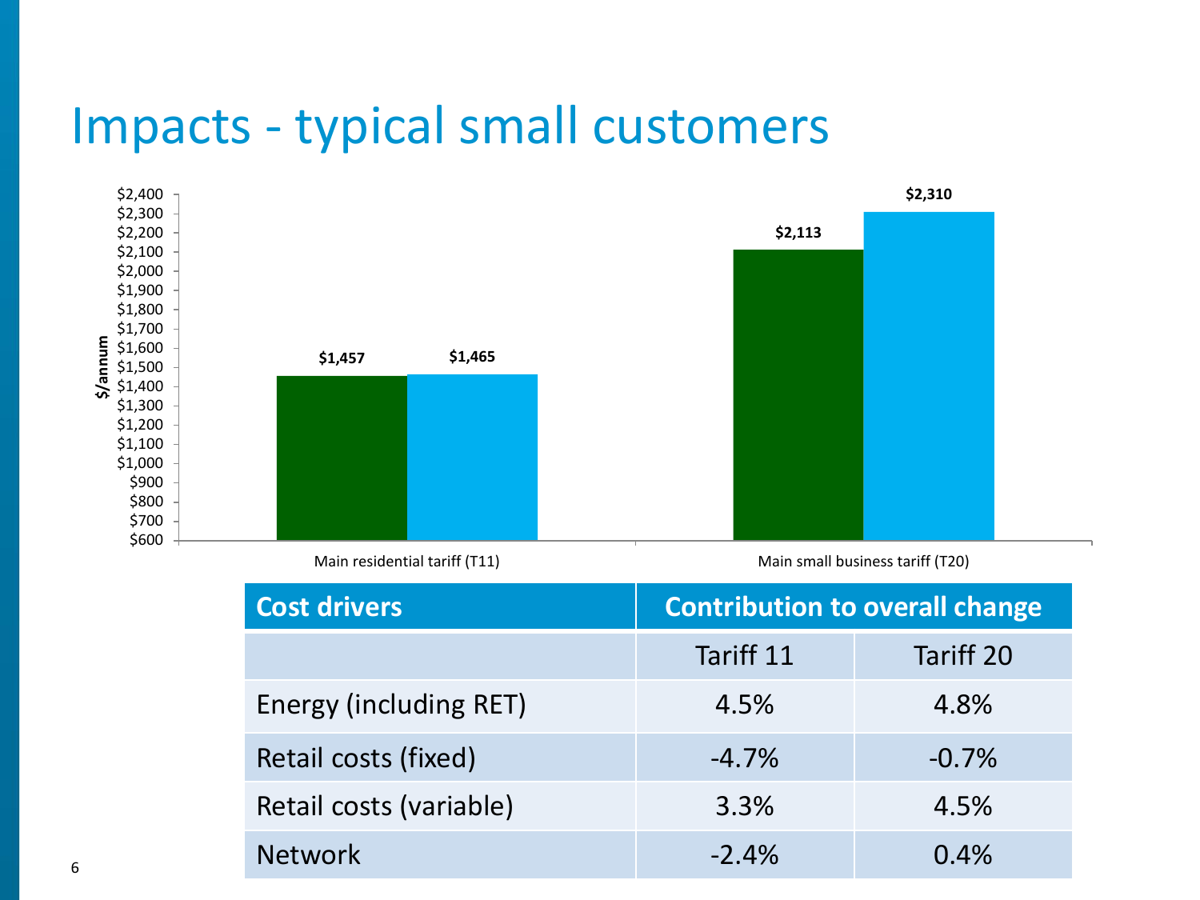# Impacts - typical small customers

| | Main residential tariff (T11) | Main small business tariff (T20) |
|---|---|---|
| Series 1 | $1,457 | $2,113 |
| Series 2 | $1,465 | $2,310 |

$/annum

| Cost drivers | Contribution to overall change | |
|---|---|---|
| | Tariff 11 | Tariff 20 |
| Energy (including RET) | 4.5% | 4.8% |
| Retail costs (fixed) | -4.7% | -0.7% |
| Retail costs (variable) | 3.3% | 4.5% |
| Network | -2.4% | 0.4% |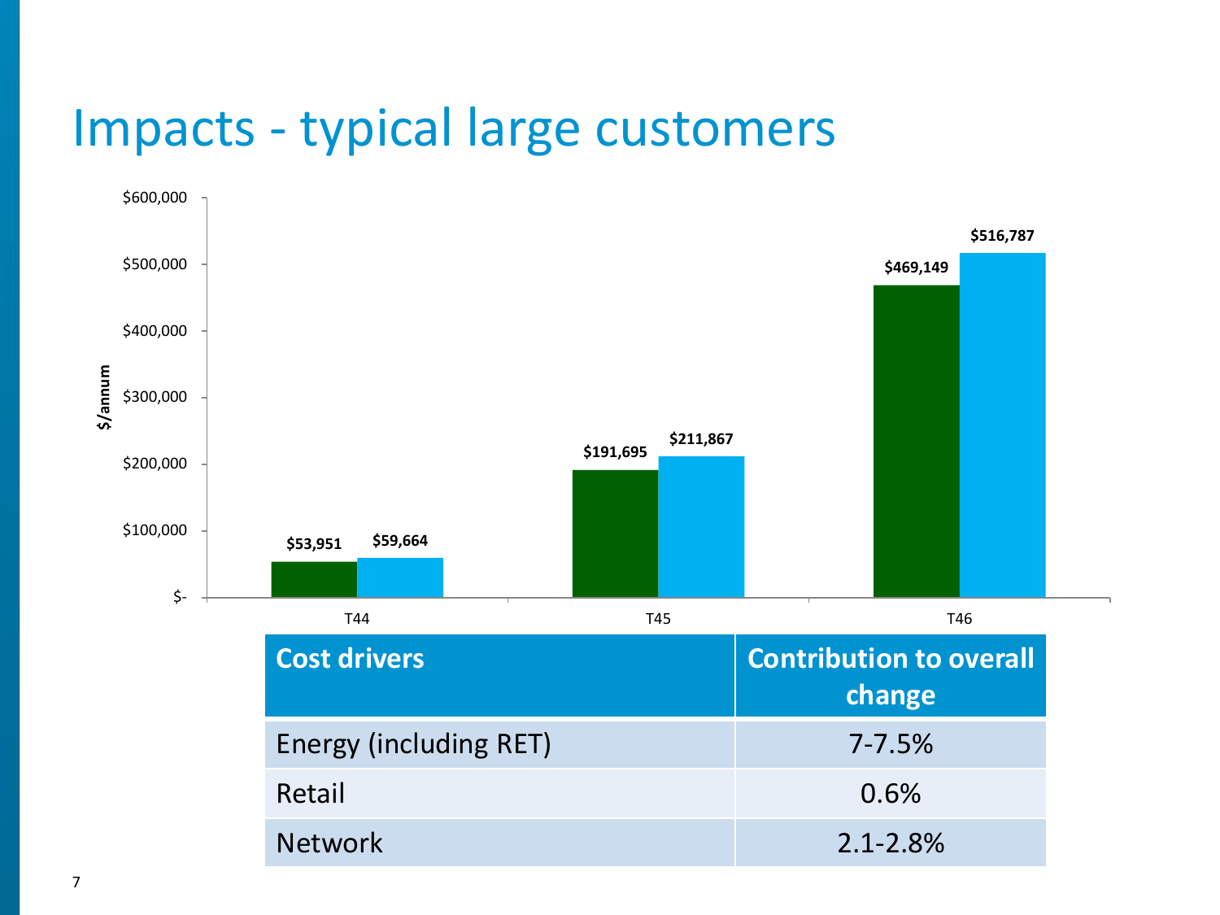# Impacts - typical large customers

| | T44 | T45 | T46 |
|---|---|---|---|
| Series 1 ($/annum) | $53,951 | $191,695 | $469,149 |
| Series 2 ($/annum) | $59,664 | $211,867 | $516,787 |

| Cost drivers | Contribution to overall change |
|---|---|
| Energy (including RET) | 7-7.5% |
| Retail | 0.6% |
| Network | 2.1-2.8% |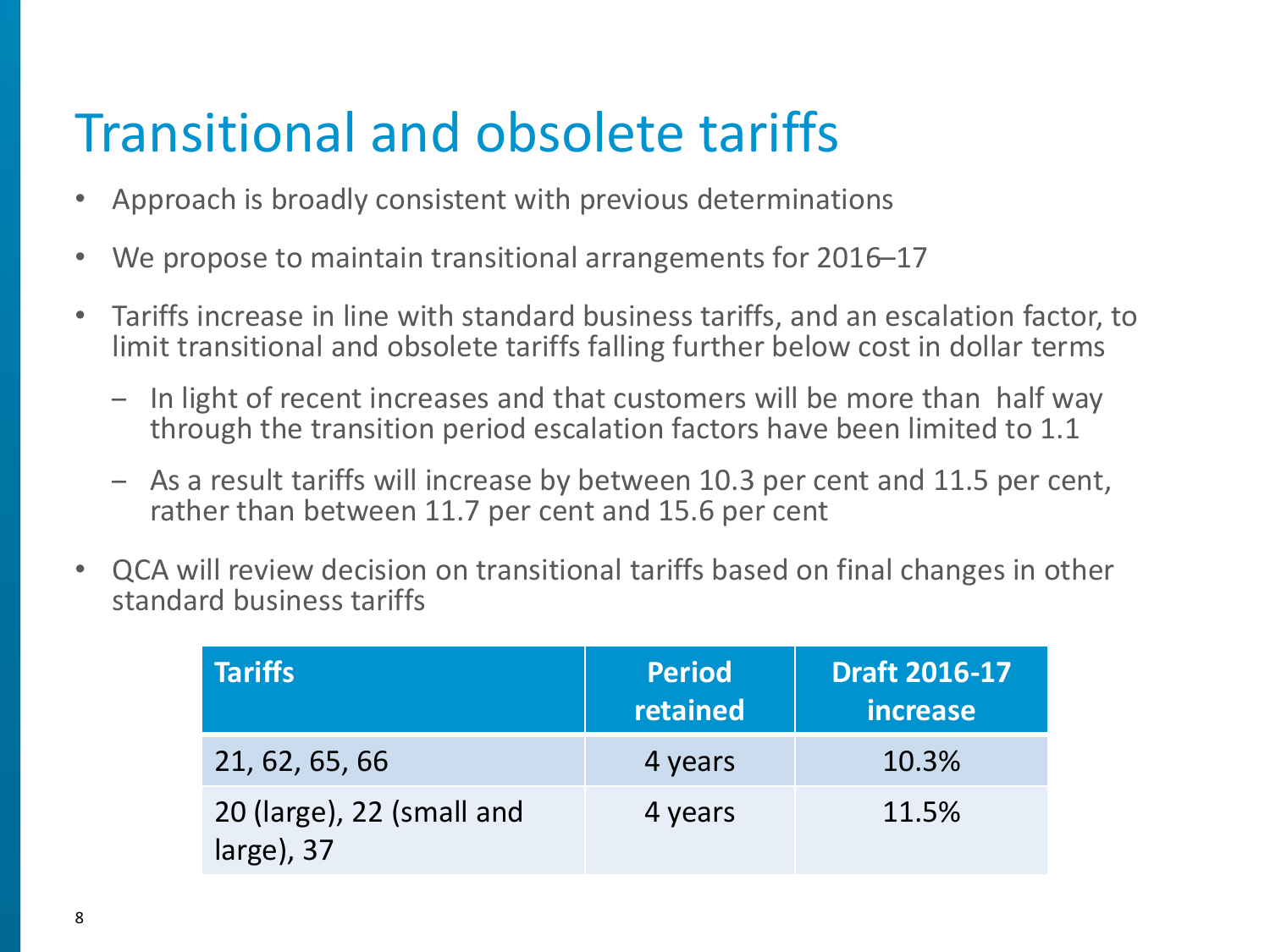# Transitional and obsolete tariffs

- Approach is broadly consistent with previous determinations
- We propose to maintain transitional arrangements for 2016–17
- Tariffs increase in line with standard business tariffs, and an escalation factor, to limit transitional and obsolete tariffs falling further below cost in dollar terms
  - In light of recent increases and that customers will be more than half way through the transition period escalation factors have been limited to 1.1
  - As a result tariffs will increase by between 10.3 per cent and 11.5 per cent, rather than between 11.7 per cent and 15.6 per cent
- QCA will review decision on transitional tariffs based on final changes in other standard business tariffs

| Tariffs | Period retained | Draft 2016-17 increase |
|---|---|---|
| 21, 62, 65, 66 | 4 years | 10.3% |
| 20 (large), 22 (small and large), 37 | 4 years | 11.5% |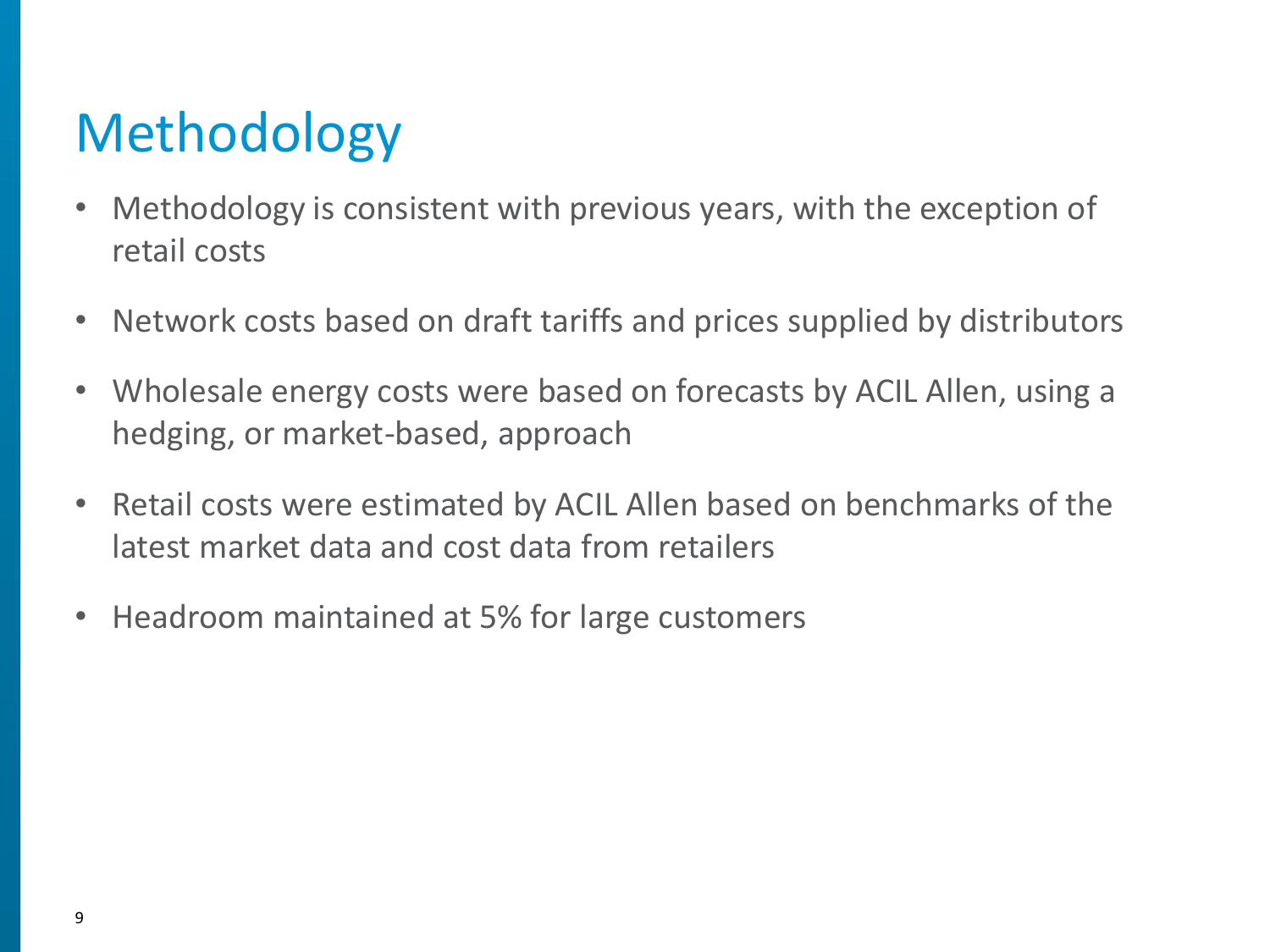# Methodology

- Methodology is consistent with previous years, with the exception of retail costs
- Network costs based on draft tariffs and prices supplied by distributors
- Wholesale energy costs were based on forecasts by ACIL Allen, using a hedging, or market-based, approach
- Retail costs were estimated by ACIL Allen based on benchmarks of the latest market data and cost data from retailers
- Headroom maintained at 5% for large customers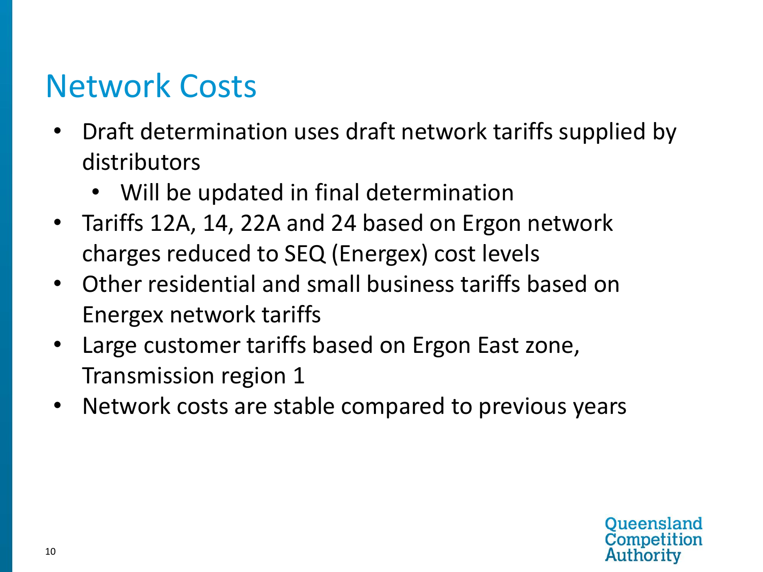# Network Costs

- Draft determination uses draft network tariffs supplied by distributors
  - Will be updated in final determination
- Tariffs 12A, 14, 22A and 24 based on Ergon network charges reduced to SEQ (Energex) cost levels
- Other residential and small business tariffs based on Energex network tariffs
- Large customer tariffs based on Ergon East zone, Transmission region 1
- Network costs are stable compared to previous years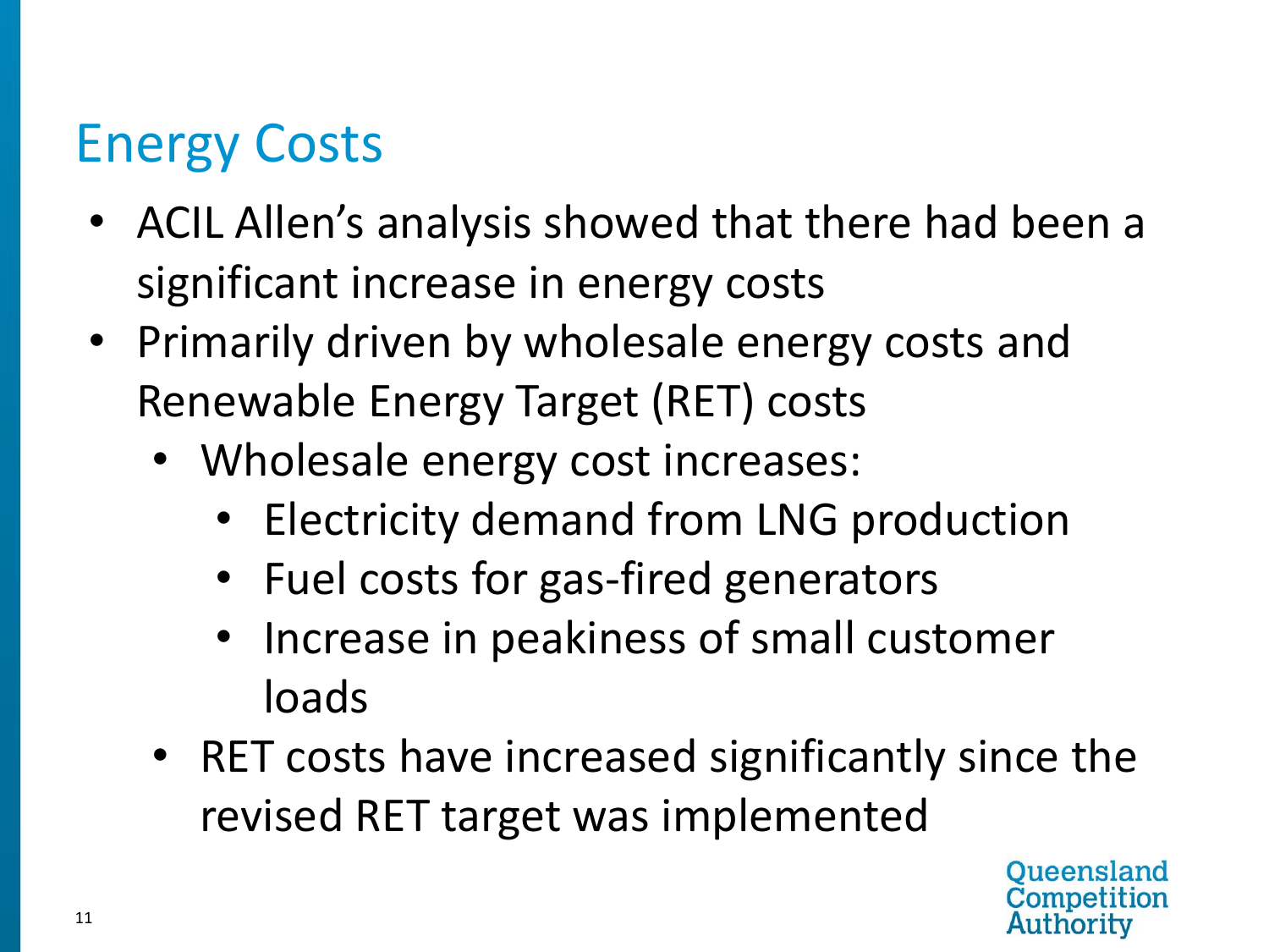# Energy Costs

- ACIL Allen's analysis showed that there had been a significant increase in energy costs
- Primarily driven by wholesale energy costs and Renewable Energy Target (RET) costs
  - Wholesale energy cost increases:
    - Electricity demand from LNG production
    - Fuel costs for gas-fired generators
    - Increase in peakiness of small customer loads
  - RET costs have increased significantly since the revised RET target was implemented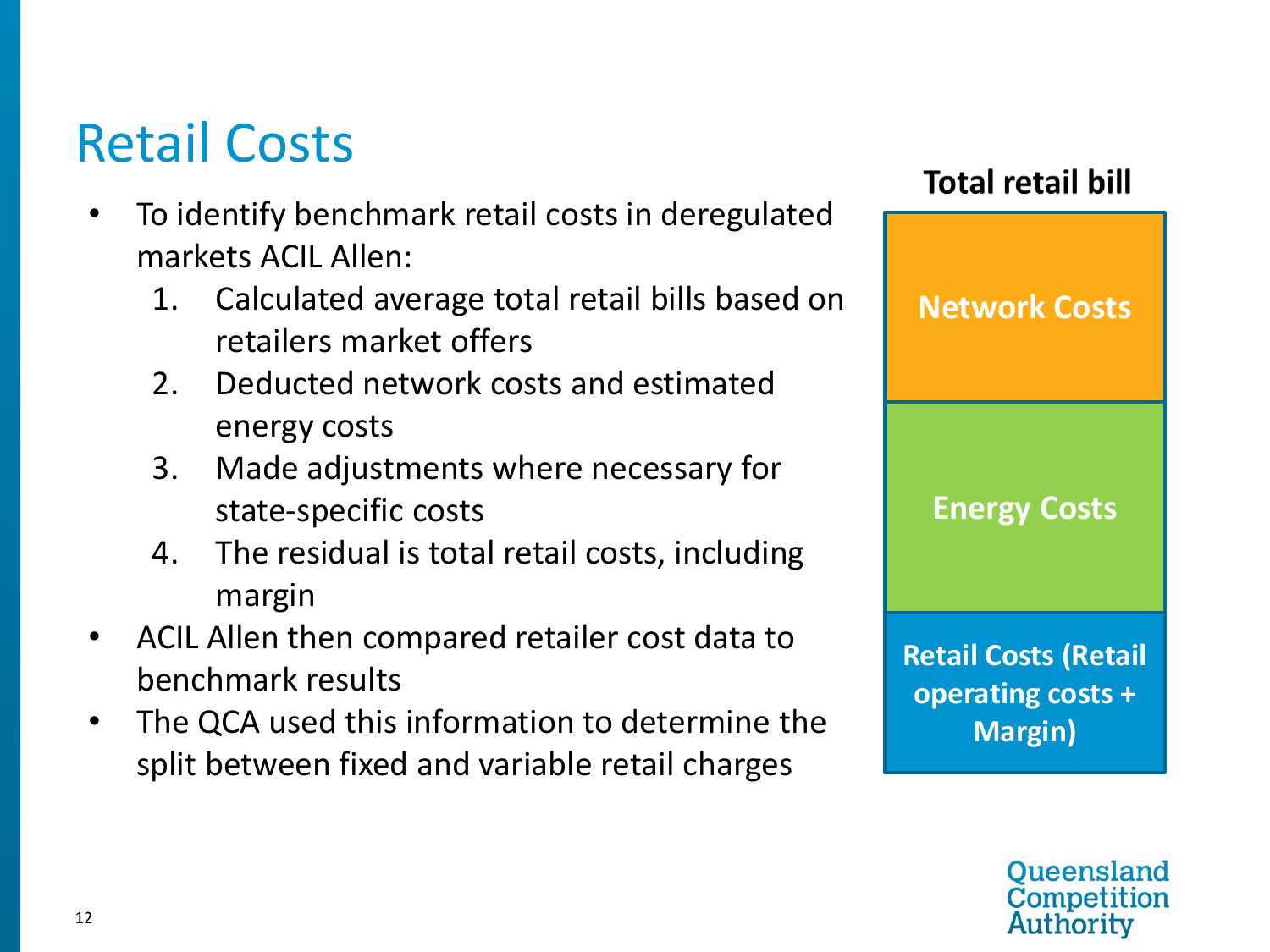# Retail Costs

- To identify benchmark retail costs in deregulated markets ACIL Allen:
  1. Calculated average total retail bills based on retailers market offers
  2. Deducted network costs and estimated energy costs
  3. Made adjustments where necessary for state-specific costs
  4. The residual is total retail costs, including margin
- ACIL Allen then compared retailer cost data to benchmark results
- The QCA used this information to determine the split between fixed and variable retail charges

**Total retail bill**

| Total retail bill |
| --- |
| Network Costs |
| Energy Costs |
| Retail Costs (Retail operating costs + Margin) |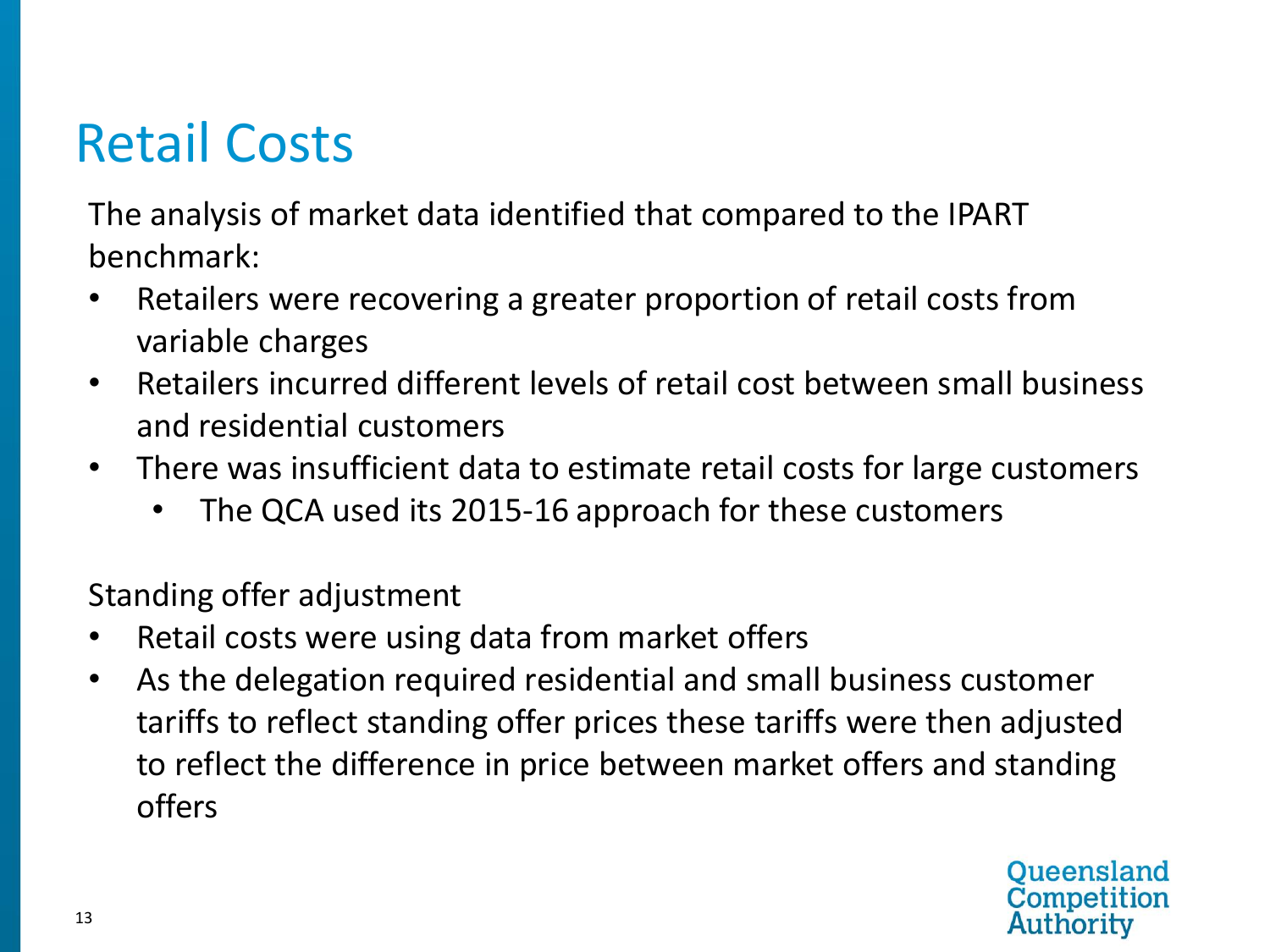# Retail Costs

The analysis of market data identified that compared to the IPART benchmark:

- Retailers were recovering a greater proportion of retail costs from variable charges
- Retailers incurred different levels of retail cost between small business and residential customers
- There was insufficient data to estimate retail costs for large customers
  - The QCA used its 2015-16 approach for these customers

Standing offer adjustment

- Retail costs were using data from market offers
- As the delegation required residential and small business customer tariffs to reflect standing offer prices these tariffs were then adjusted to reflect the difference in price between market offers and standing offers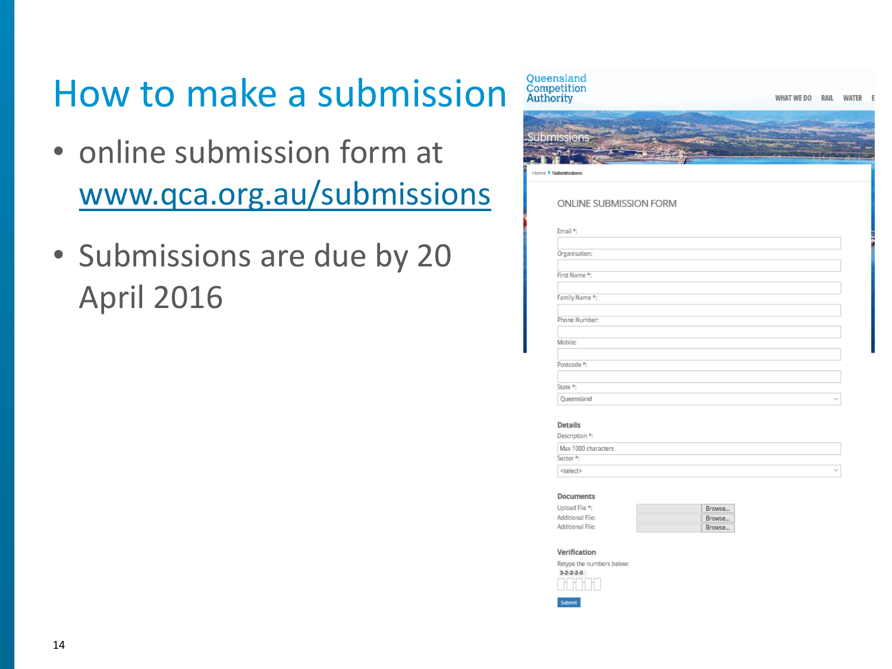# How to make a submission

- online submission form at www.qca.org.au/submissions
- Submissions are due by 20 April 2016

Queensland Competition Authority

WHAT WE DO RAIL WATER

Submissions

Home > Submissions

ONLINE SUBMISSION FORM

Email *:

Organisation:

First Name *:

Family Name *:

Phone Number:

Mobile:

Postcode *:

State *:

Queensland

**Details**

Description *:

Max 1000 characters

Sector *:

<select>

**Documents**

Upload File *: Browse...

Additional File: Browse...

Additional File: Browse...

**Verification**

Retype the numbers below:

3-2-2-2-0

Submit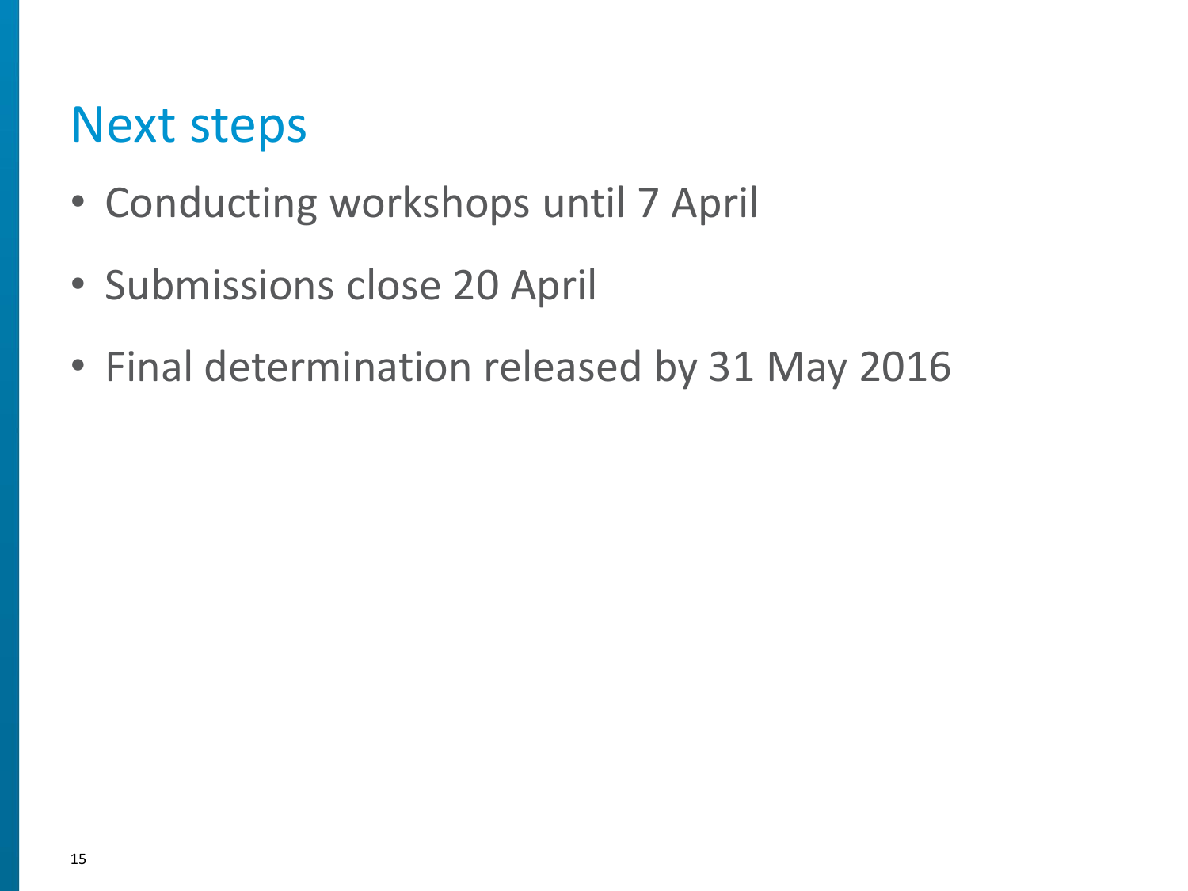# Next steps

- Conducting workshops until 7 April
- Submissions close 20 April
- Final determination released by 31 May 2016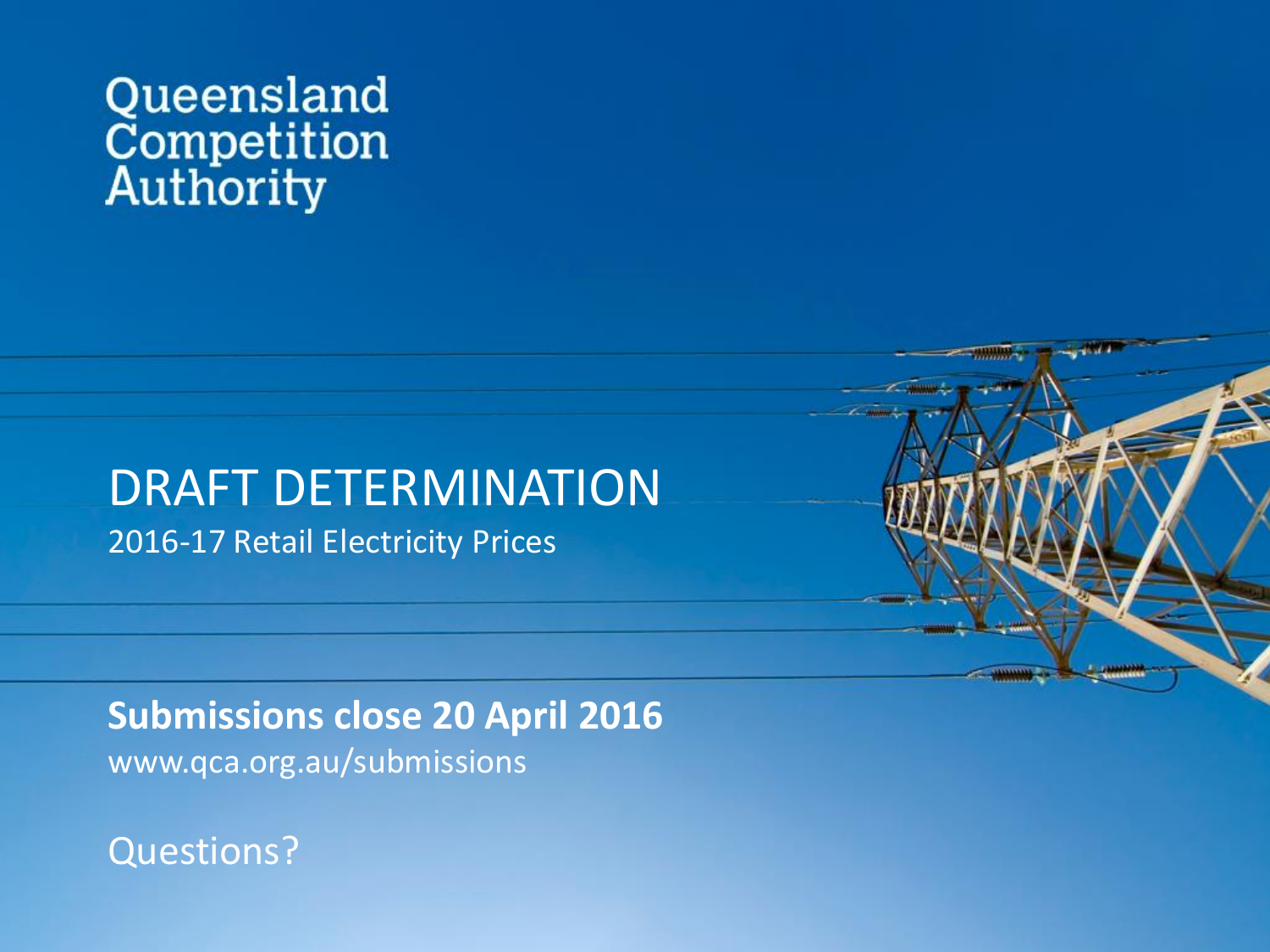Queensland Competition Authority

# DRAFT DETERMINATION

2016-17 Retail Electricity Prices

**Submissions close 20 April 2016**

www.qca.org.au/submissions

Questions?